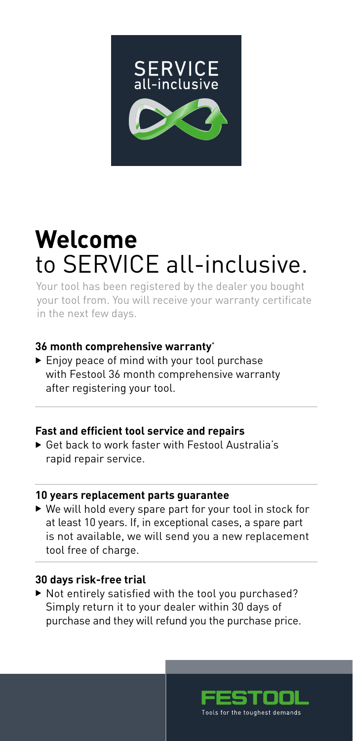SERVICE
all-inclusive

# **Welcome** to SERVICE all-inclusive.

Your tool has been registered by the dealer you bought your tool from. You will receive your warranty certificate in the next few days.

**36 month comprehensive warranty***

- Enjoy peace of mind with your tool purchase with Festool 36 month comprehensive warranty after registering your tool.

**Fast and efficient tool service and repairs**

- Get back to work faster with Festool Australia's rapid repair service.

**10 years replacement parts guarantee**

- We will hold every spare part for your tool in stock for at least 10 years. If, in exceptional cases, a spare part is not available, we will send you a new replacement tool free of charge.

**30 days risk-free trial**

- Not entirely satisfied with the tool you purchased? Simply return it to your dealer within 30 days of purchase and they will refund you the purchase price.

FESTOOL
Tools for the toughest demands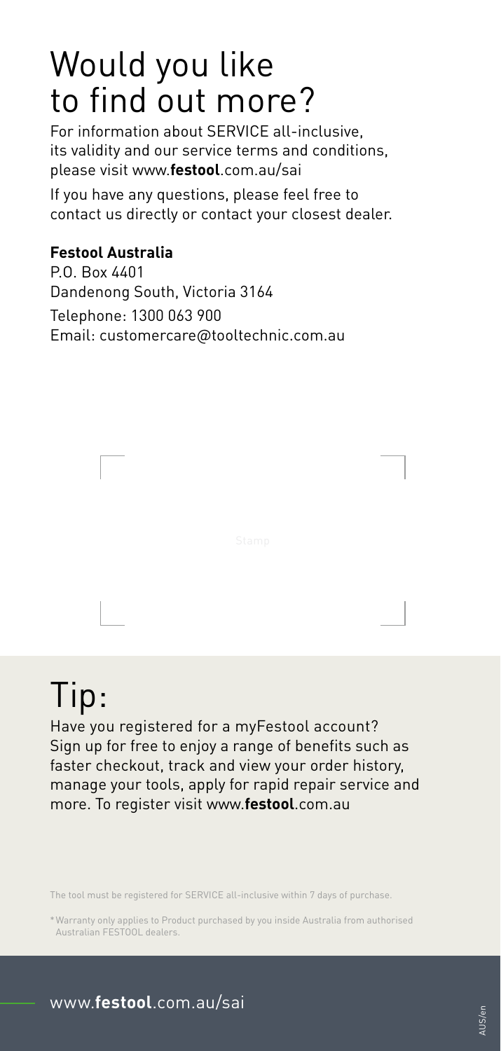# Would you like to find out more?

For information about SERVICE all-inclusive, its validity and our service terms and conditions, please visit www.**festool**.com.au/sai

If you have any questions, please feel free to contact us directly or contact your closest dealer.

**Festool Australia**
P.O. Box 4401
Dandenong South, Victoria 3164
Telephone: 1300 063 900
Email: customercare@tooltechnic.com.au

Stamp

# Tip:

Have you registered for a myFestool account? Sign up for free to enjoy a range of benefits such as faster checkout, track and view your order history, manage your tools, apply for rapid repair service and more. To register visit www.**festool**.com.au

The tool must be registered for SERVICE all-inclusive within 7 days of purchase.

*Warranty only applies to Product purchased by you inside Australia from authorised Australian FESTOOL dealers.

www.**festool**.com.au/sai

AUS/en